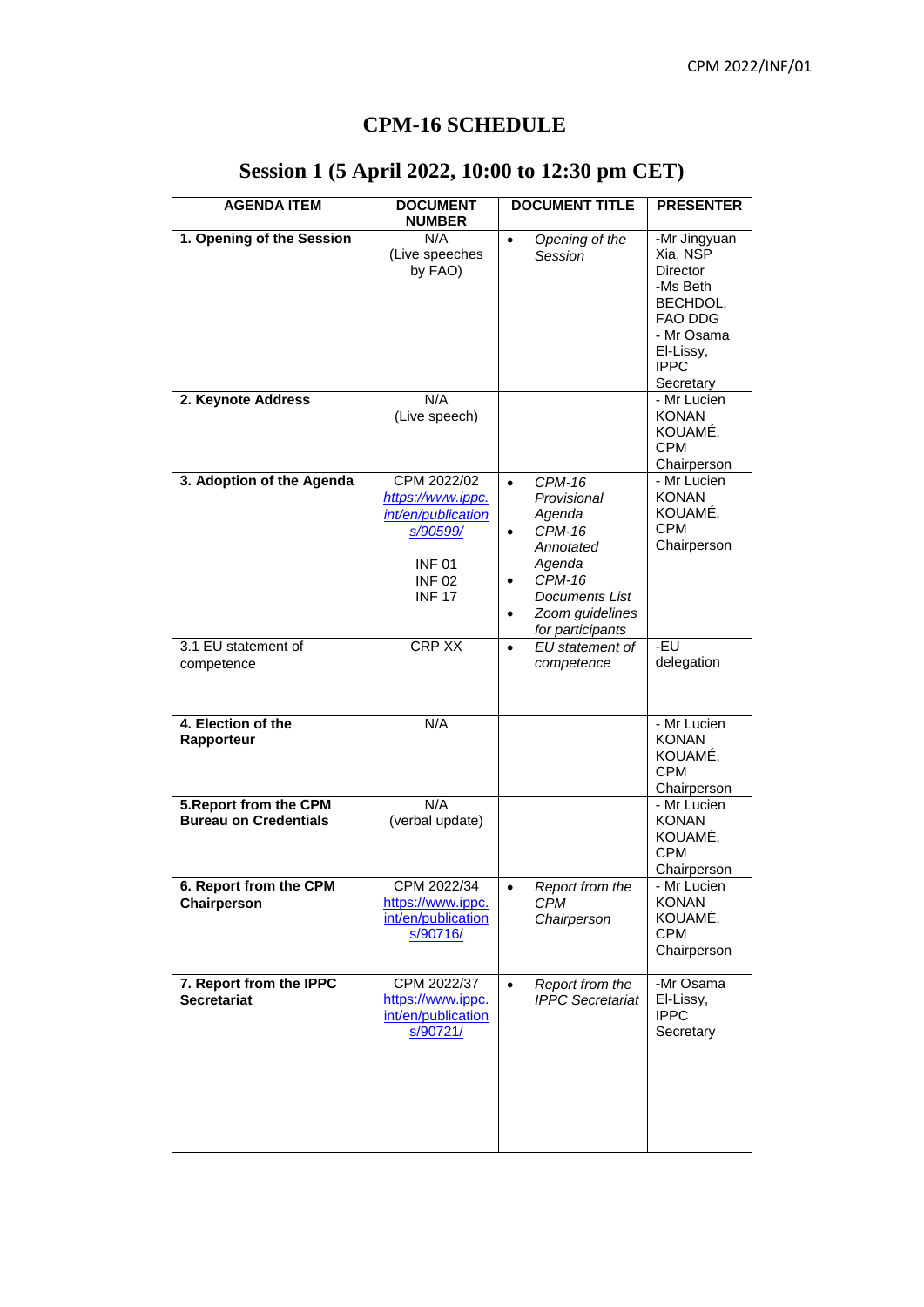# CPM-16 SCHEDULE

## Session 1 (5 April 2022, 10:00 to 12:30 pm CET)

| AGENDA ITEM | DOCUMENT NUMBER | DOCUMENT TITLE | PRESENTER |
|---|---|---|---|
| **1. Opening of the Session** | N/A (Live speeches by FAO) | • *Opening of the Session* | -Mr Jingyuan Xia, NSP Director -Ms Beth BECHDOL, FAO DDG - Mr Osama El-Lissy, IPPC Secretary |
| **2. Keynote Address** | N/A (Live speech) | | - Mr Lucien KONAN KOUAMÉ, CPM Chairperson |
| **3. Adoption of the Agenda** | CPM 2022/02 *https://www.ippc.int/en/publications/90599/* INF 01 INF 02 INF 17 | • *CPM-16 Provisional Agenda* • *CPM-16 Annotated Agenda* • *CPM-16 Documents List* • *Zoom guidelines for participants* | - Mr Lucien KONAN KOUAMÉ, CPM Chairperson |
| 3.1 EU statement of competence | CRP XX | • *EU statement of competence* | -EU delegation |
| **4. Election of the Rapporteur** | N/A | | - Mr Lucien KONAN KOUAMÉ, CPM Chairperson |
| **5.Report from the CPM Bureau on Credentials** | N/A (verbal update) | | - Mr Lucien KONAN KOUAMÉ, CPM Chairperson |
| **6. Report from the CPM Chairperson** | CPM 2022/34 https://www.ippc.int/en/publications/90716/ | • *Report from the CPM Chairperson* | - Mr Lucien KONAN KOUAMÉ, CPM Chairperson |
| **7. Report from the IPPC Secretariat** | CPM 2022/37 https://www.ippc.int/en/publications/90721/ | • *Report from the IPPC Secretariat* | -Mr Osama El-Lissy, IPPC Secretary |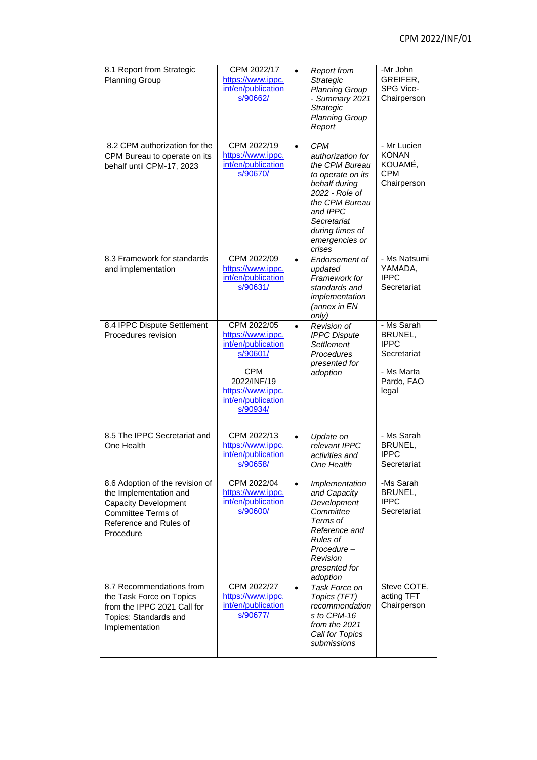| | | | |
|---|---|---|---|
| 8.1 Report from Strategic Planning Group | CPM 2022/17 https://www.ippc.int/en/publications/90662/ | • *Report from Strategic Planning Group - Summary 2021 Strategic Planning Group Report* | -Mr John GREIFER, SPG Vice-Chairperson |
| 8.2 CPM authorization for the CPM Bureau to operate on its behalf until CPM-17, 2023 | CPM 2022/19 https://www.ippc.int/en/publications/90670/ | • *CPM authorization for the CPM Bureau to operate on its behalf during 2022 - Role of the CPM Bureau and IPPC Secretariat during times of emergencies or crises* | - Mr Lucien KONAN KOUAMÉ, CPM Chairperson |
| 8.3 Framework for standards and implementation | CPM 2022/09 https://www.ippc.int/en/publications/90631/ | • *Endorsement of updated Framework for standards and implementation (annex in EN only)* | - Ms Natsumi YAMADA, IPPC Secretariat |
| 8.4 IPPC Dispute Settlement Procedures revision | CPM 2022/05 https://www.ippc.int/en/publications/90601/ <br><br> CPM 2022/INF/19 https://www.ippc.int/en/publications/90934/ | • *Revision of IPPC Dispute Settlement Procedures presented for adoption* | - Ms Sarah BRUNEL, IPPC Secretariat <br><br> - Ms Marta Pardo, FAO legal |
| 8.5 The IPPC Secretariat and One Health | CPM 2022/13 https://www.ippc.int/en/publications/90658/ | • *Update on relevant IPPC activities and One Health* | - Ms Sarah BRUNEL, IPPC Secretariat |
| 8.6 Adoption of the revision of the Implementation and Capacity Development Committee Terms of Reference and Rules of Procedure | CPM 2022/04 https://www.ippc.int/en/publications/90600/ | • *Implementation and Capacity Development Committee Terms of Reference and Rules of Procedure – Revision presented for adoption* | -Ms Sarah BRUNEL, IPPC Secretariat |
| 8.7 Recommendations from the Task Force on Topics from the IPPC 2021 Call for Topics: Standards and Implementation | CPM 2022/27 https://www.ippc.int/en/publications/90677/ | • *Task Force on Topics (TFT) recommendations to CPM-16 from the 2021 Call for Topics submissions* | Steve COTE, acting TFT Chairperson |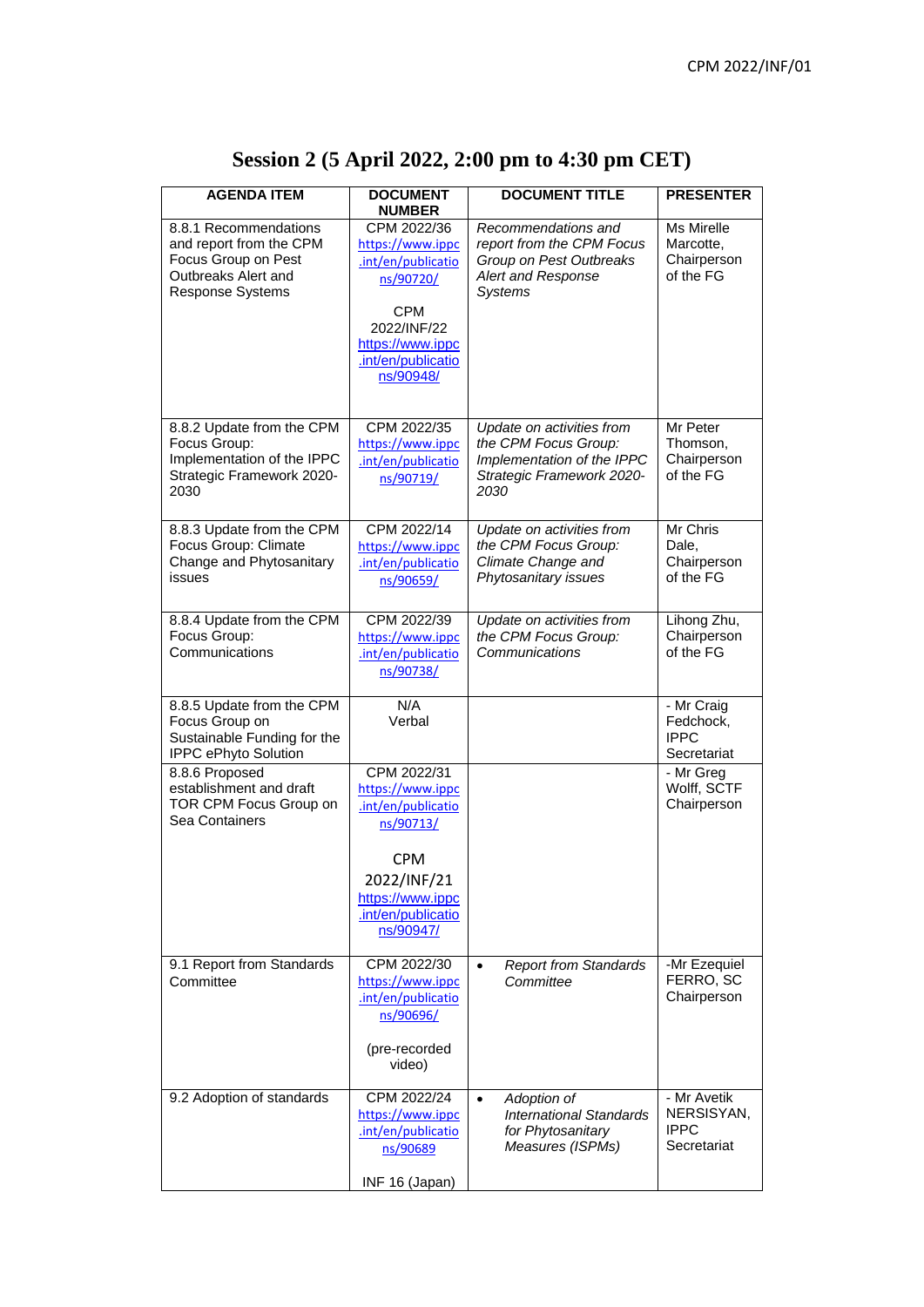# Session 2 (5 April 2022, 2:00 pm to 4:30 pm CET)

| AGENDA ITEM | DOCUMENT NUMBER | DOCUMENT TITLE | PRESENTER |
|---|---|---|---|
| 8.8.1 Recommendations and report from the CPM Focus Group on Pest Outbreaks Alert and Response Systems | CPM 2022/36 https://www.ippc.int/en/publications/90720/ <br><br> CPM 2022/INF/22 https://www.ippc.int/en/publications/90948/ | *Recommendations and report from the CPM Focus Group on Pest Outbreaks Alert and Response Systems* | Ms Mirelle Marcotte, Chairperson of the FG |
| 8.8.2 Update from the CPM Focus Group: Implementation of the IPPC Strategic Framework 2020-2030 | CPM 2022/35 https://www.ippc.int/en/publications/90719/ | *Update on activities from the CPM Focus Group: Implementation of the IPPC Strategic Framework 2020-2030* | Mr Peter Thomson, Chairperson of the FG |
| 8.8.3 Update from the CPM Focus Group: Climate Change and Phytosanitary issues | CPM 2022/14 https://www.ippc.int/en/publications/90659/ | *Update on activities from the CPM Focus Group: Climate Change and Phytosanitary issues* | Mr Chris Dale, Chairperson of the FG |
| 8.8.4 Update from the CPM Focus Group: Communications | CPM 2022/39 https://www.ippc.int/en/publications/90738/ | *Update on activities from the CPM Focus Group: Communications* | Lihong Zhu, Chairperson of the FG |
| 8.8.5 Update from the CPM Focus Group on Sustainable Funding for the IPPC ePhyto Solution | N/A <br> Verbal | | - Mr Craig Fedchock, IPPC Secretariat |
| 8.8.6 Proposed establishment and draft TOR CPM Focus Group on Sea Containers | CPM 2022/31 https://www.ippc.int/en/publications/90713/ <br><br> CPM 2022/INF/21 https://www.ippc.int/en/publications/90947/ | | - Mr Greg Wolff, SCTF Chairperson |
| 9.1 Report from Standards Committee | CPM 2022/30 https://www.ippc.int/en/publications/90696/ <br><br> (pre-recorded video) | • *Report from Standards Committee* | -Mr Ezequiel FERRO, SC Chairperson |
| 9.2 Adoption of standards | CPM 2022/24 https://www.ippc.int/en/publications/90689 <br><br> INF 16 (Japan) | • *Adoption of International Standards for Phytosanitary Measures (ISPMs)* | - Mr Avetik NERSISYAN, IPPC Secretariat |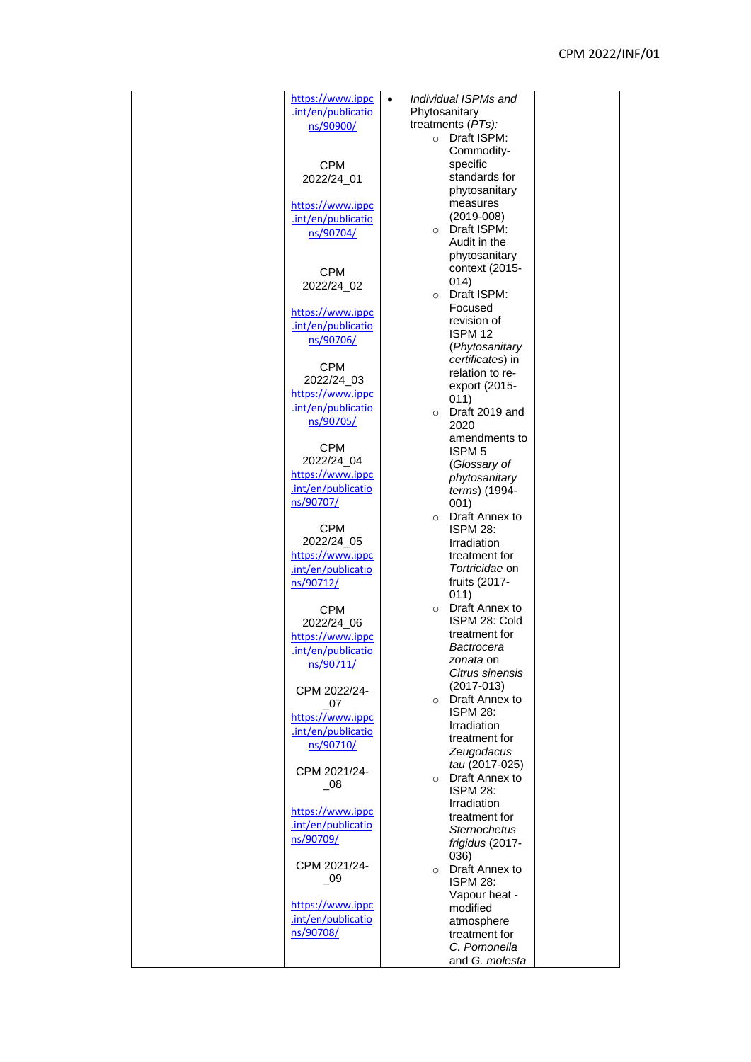| | | | |
|---|---|---|---|
| | https://www.ippc.int/en/publications/90900/<br><br>CPM 2022/24_01<br>https://www.ippc.int/en/publications/90704/<br><br>CPM 2022/24_02<br>https://www.ippc.int/en/publications/90706/<br><br>CPM 2022/24_03<br>https://www.ippc.int/en/publications/90705/<br><br>CPM 2022/24_04<br>https://www.ippc.int/en/publications/90707/<br><br>CPM 2022/24_05<br>https://www.ippc.int/en/publications/90712/<br><br>CPM 2022/24_06<br>https://www.ippc.int/en/publications/90711/<br><br>CPM 2022/24-_07<br>https://www.ippc.int/en/publications/90710/<br><br>CPM 2021/24-_08<br><br>https://www.ippc.int/en/publications/90709/<br><br>CPM 2021/24-_09<br><br>https://www.ippc.int/en/publications/90708/ | • *Individual ISPMs and* Phytosanitary treatments (*PTs*):<br>○ Draft ISPM: Commodity-specific standards for phytosanitary measures (2019-008)<br>○ Draft ISPM: Audit in the phytosanitary context (2015-014)<br>○ Draft ISPM: Focused revision of ISPM 12 (*Phytosanitary certificates*) in relation to re-export (2015-011)<br>○ Draft 2019 and 2020 amendments to ISPM 5 (*Glossary of phytosanitary terms*) (1994-001)<br>○ Draft Annex to ISPM 28: Irradiation treatment for *Tortricidae* on fruits (2017-011)<br>○ Draft Annex to ISPM 28: Cold treatment for *Bactrocera zonata* on *Citrus sinensis* (2017-013)<br>○ Draft Annex to ISPM 28: Irradiation treatment for *Zeugodacus tau* (2017-025)<br>○ Draft Annex to ISPM 28: Irradiation treatment for *Sternochetus frigidus* (2017-036)<br>○ Draft Annex to ISPM 28: Vapour heat - modified atmosphere treatment for *C. Pomonella* and *G. molesta* | |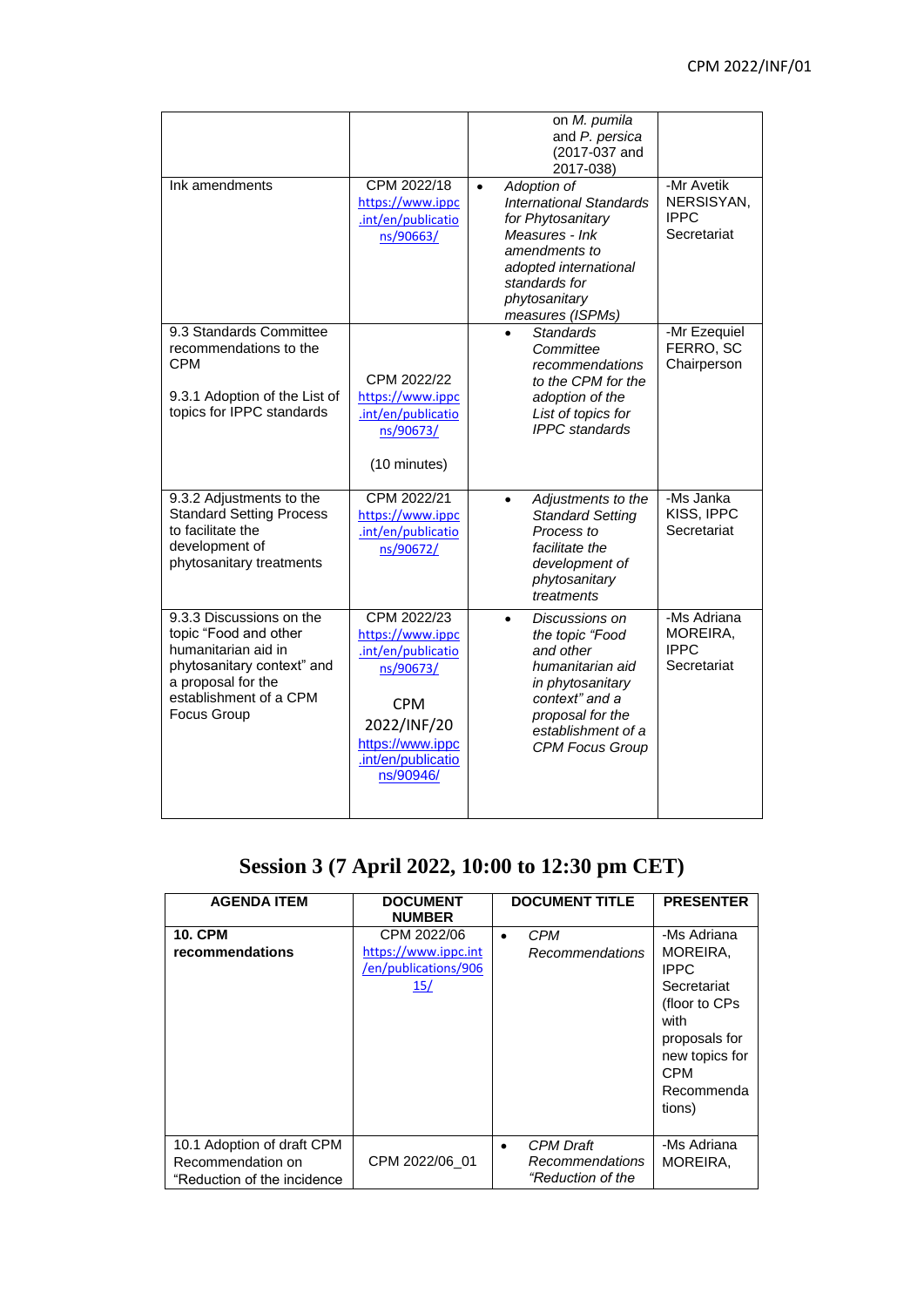| | | on *M. pumila* and *P. persica* (2017-037 and 2017-038) | |
|---|---|---|---|
| Ink amendments | CPM 2022/18 https://www.ippc.int/en/publications/90663/ | • *Adoption of International Standards for Phytosanitary Measures - Ink amendments to adopted international standards for phytosanitary measures (ISPMs)* | -Mr Avetik NERSISYAN, IPPC Secretariat |
| 9.3 Standards Committee recommendations to the CPM<br><br>9.3.1 Adoption of the List of topics for IPPC standards | CPM 2022/22 https://www.ippc.int/en/publications/90673/<br><br>(10 minutes) | • *Standards Committee recommendations to the CPM for the adoption of the List of topics for IPPC standards* | -Mr Ezequiel FERRO, SC Chairperson |
| 9.3.2 Adjustments to the Standard Setting Process to facilitate the development of phytosanitary treatments | CPM 2022/21 https://www.ippc.int/en/publications/90672/ | • *Adjustments to the Standard Setting Process to facilitate the development of phytosanitary treatments* | -Ms Janka KISS, IPPC Secretariat |
| 9.3.3 Discussions on the topic "Food and other humanitarian aid in phytosanitary context" and a proposal for the establishment of a CPM Focus Group | CPM 2022/23 https://www.ippc.int/en/publications/90673/<br><br>CPM 2022/INF/20 https://www.ippc.int/en/publications/90946/ | • *Discussions on the topic "Food and other humanitarian aid in phytosanitary context" and a proposal for the establishment of a CPM Focus Group* | -Ms Adriana MOREIRA, IPPC Secretariat |

## Session 3 (7 April 2022, 10:00 to 12:30 pm CET)

| AGENDA ITEM | DOCUMENT NUMBER | DOCUMENT TITLE | PRESENTER |
|---|---|---|---|
| **10. CPM recommendations** | CPM 2022/06 https://www.ippc.int/en/publications/90615/ | • *CPM Recommendations* | -Ms Adriana MOREIRA, IPPC Secretariat (floor to CPs with proposals for new topics for CPM Recommendations) |
| 10.1 Adoption of draft CPM Recommendation on "Reduction of the incidence | CPM 2022/06_01 | • *CPM Draft Recommendations "Reduction of the* | -Ms Adriana MOREIRA, |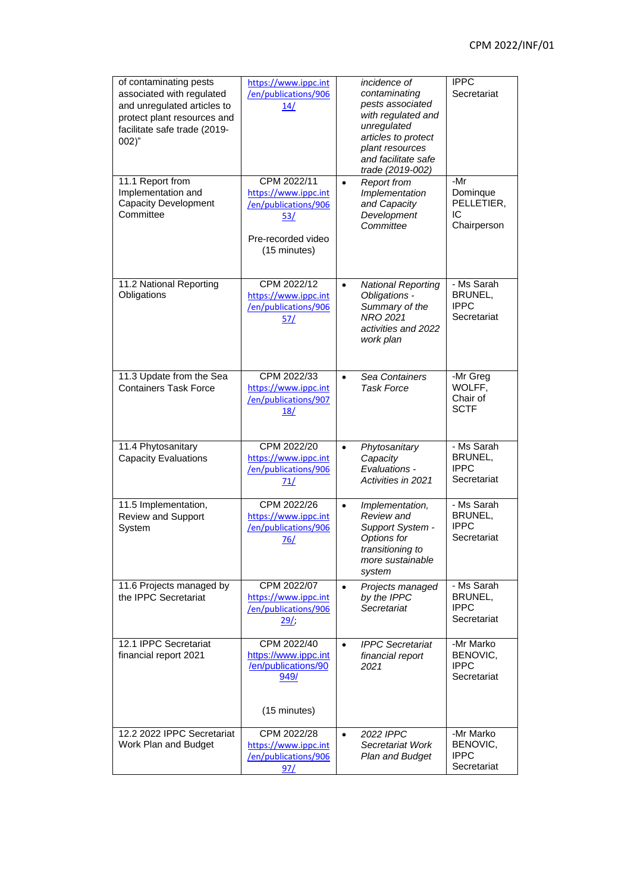| | | | |
|---|---|---|---|
| of contaminating pests associated with regulated and unregulated articles to protect plant resources and facilitate safe trade (2019-002)" | https://www.ippc.int/en/publications/90614/ | *incidence of contaminating pests associated with regulated and unregulated articles to protect plant resources and facilitate safe trade (2019-002)* | IPPC Secretariat |
| 11.1 Report from Implementation and Capacity Development Committee | CPM 2022/11 https://www.ippc.int/en/publications/90653/ <br><br> Pre-recorded video (15 minutes) | • *Report from Implementation and Capacity Development Committee* | -Mr Dominque PELLETIER, IC Chairperson |
| 11.2 National Reporting Obligations | CPM 2022/12 https://www.ippc.int/en/publications/90657/ | • *National Reporting Obligations - Summary of the NRO 2021 activities and 2022 work plan* | - Ms Sarah BRUNEL, IPPC Secretariat |
| 11.3 Update from the Sea Containers Task Force | CPM 2022/33 https://www.ippc.int/en/publications/90718/ | • *Sea Containers Task Force* | -Mr Greg WOLFF, Chair of SCTF |
| 11.4 Phytosanitary Capacity Evaluations | CPM 2022/20 https://www.ippc.int/en/publications/90671/ | • *Phytosanitary Capacity Evaluations - Activities in 2021* | - Ms Sarah BRUNEL, IPPC Secretariat |
| 11.5 Implementation, Review and Support System | CPM 2022/26 https://www.ippc.int/en/publications/90676/ | • *Implementation, Review and Support System - Options for transitioning to more sustainable system* | - Ms Sarah BRUNEL, IPPC Secretariat |
| 11.6 Projects managed by the IPPC Secretariat | CPM 2022/07 https://www.ippc.int/en/publications/90629/; | • *Projects managed by the IPPC Secretariat* | - Ms Sarah BRUNEL, IPPC Secretariat |
| 12.1 IPPC Secretariat financial report 2021 | CPM 2022/40 https://www.ippc.int/en/publications/90949/ <br><br> (15 minutes) | • *IPPC Secretariat financial report 2021* | -Mr Marko BENOVIC, IPPC Secretariat |
| 12.2 2022 IPPC Secretariat Work Plan and Budget | CPM 2022/28 https://www.ippc.int/en/publications/90697/ | • *2022 IPPC Secretariat Work Plan and Budget* | -Mr Marko BENOVIC, IPPC Secretariat |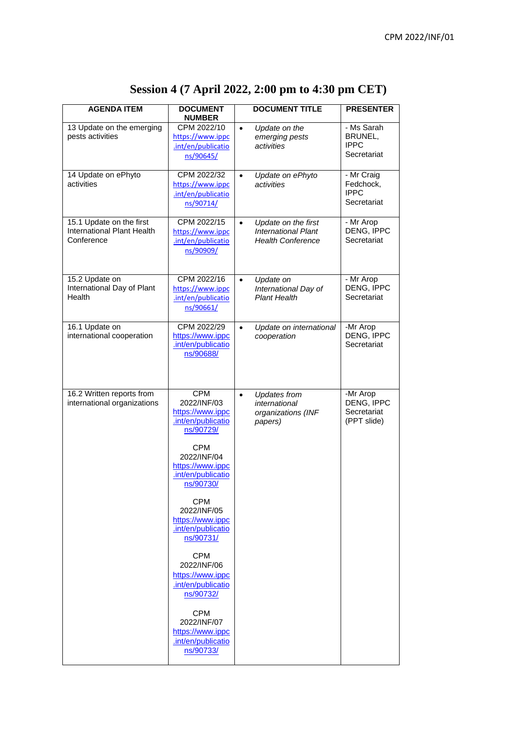# Session 4 (7 April 2022, 2:00 pm to 4:30 pm CET)

| AGENDA ITEM | DOCUMENT NUMBER | DOCUMENT TITLE | PRESENTER |
|---|---|---|---|
| 13 Update on the emerging pests activities | CPM 2022/10 https://www.ippc.int/en/publications/90645/ | • *Update on the emerging pests activities* | - Ms Sarah BRUNEL, IPPC Secretariat |
| 14 Update on ePhyto activities | CPM 2022/32 https://www.ippc.int/en/publications/90714/ | • *Update on ePhyto activities* | - Mr Craig Fedchock, IPPC Secretariat |
| 15.1 Update on the first International Plant Health Conference | CPM 2022/15 https://www.ippc.int/en/publications/90909/ | • *Update on the first International Plant Health Conference* | - Mr Arop DENG, IPPC Secretariat |
| 15.2 Update on International Day of Plant Health | CPM 2022/16 https://www.ippc.int/en/publications/90661/ | • *Update on International Day of Plant Health* | - Mr Arop DENG, IPPC Secretariat |
| 16.1 Update on international cooperation | CPM 2022/29 https://www.ippc.int/en/publications/90688/ | • *Update on international cooperation* | -Mr Arop DENG, IPPC Secretariat |
| 16.2 Written reports from international organizations | CPM 2022/INF/03 https://www.ippc.int/en/publications/90729/ <br> CPM 2022/INF/04 https://www.ippc.int/en/publications/90730/ <br> CPM 2022/INF/05 https://www.ippc.int/en/publications/90731/ <br> CPM 2022/INF/06 https://www.ippc.int/en/publications/90732/ <br> CPM 2022/INF/07 https://www.ippc.int/en/publications/90733/ | • *Updates from international organizations (INF papers)* | -Mr Arop DENG, IPPC Secretariat (PPT slide) |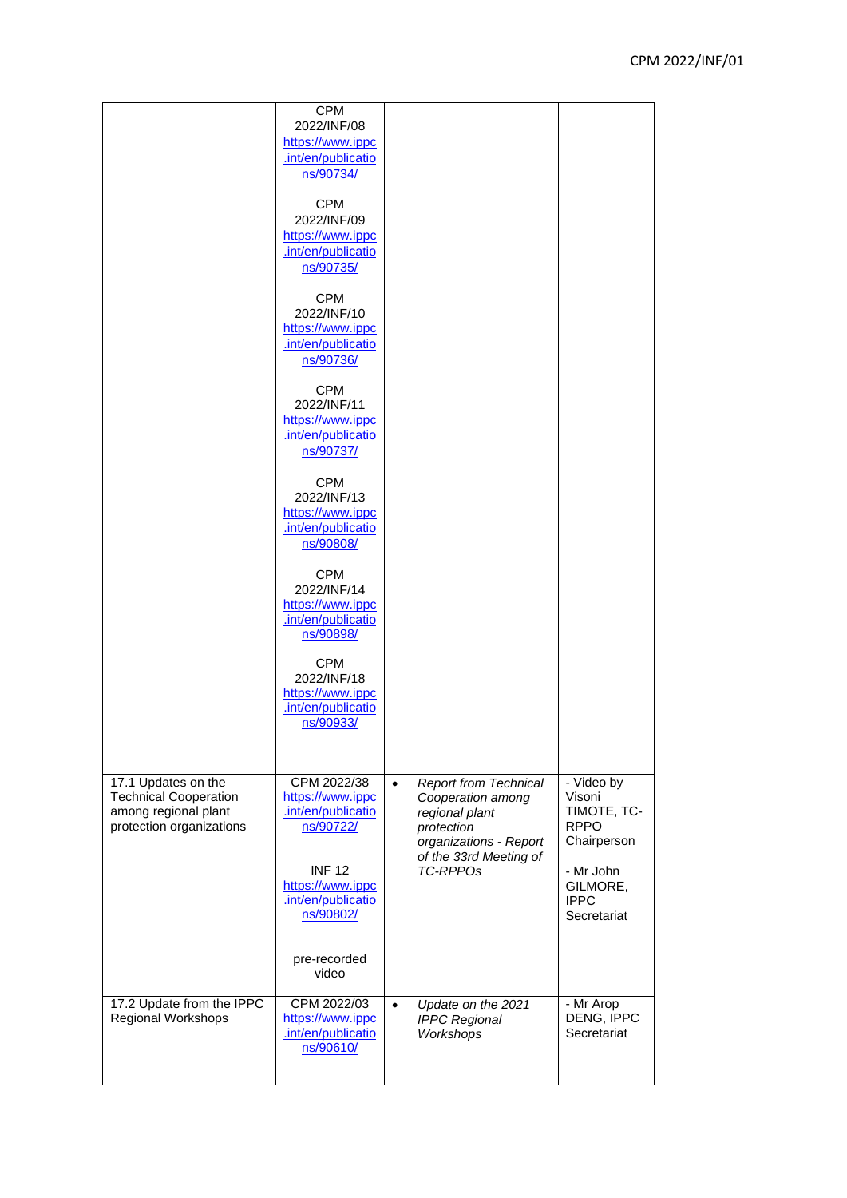| | | | |
|---|---|---|---|
| | CPM 2022/INF/08 https://www.ippc.int/en/publications/90734/<br><br>CPM 2022/INF/09 https://www.ippc.int/en/publications/90735/<br><br>CPM 2022/INF/10 https://www.ippc.int/en/publications/90736/<br><br>CPM 2022/INF/11 https://www.ippc.int/en/publications/90737/<br><br>CPM 2022/INF/13 https://www.ippc.int/en/publications/90808/<br><br>CPM 2022/INF/14 https://www.ippc.int/en/publications/90898/<br><br>CPM 2022/INF/18 https://www.ippc.int/en/publications/90933/ | | |
| 17.1 Updates on the Technical Cooperation among regional plant protection organizations | CPM 2022/38 https://www.ippc.int/en/publications/90722/<br><br>INF 12 https://www.ippc.int/en/publications/90802/<br><br>pre-recorded video | • *Report from Technical Cooperation among regional plant protection organizations - Report of the 33rd Meeting of TC-RPPOs* | - Video by Visoni TIMOTE, TC-RPPO Chairperson<br><br>- Mr John GILMORE, IPPC Secretariat |
| 17.2 Update from the IPPC Regional Workshops | CPM 2022/03 https://www.ippc.int/en/publications/90610/ | • *Update on the 2021 IPPC Regional Workshops* | - Mr Arop DENG, IPPC Secretariat |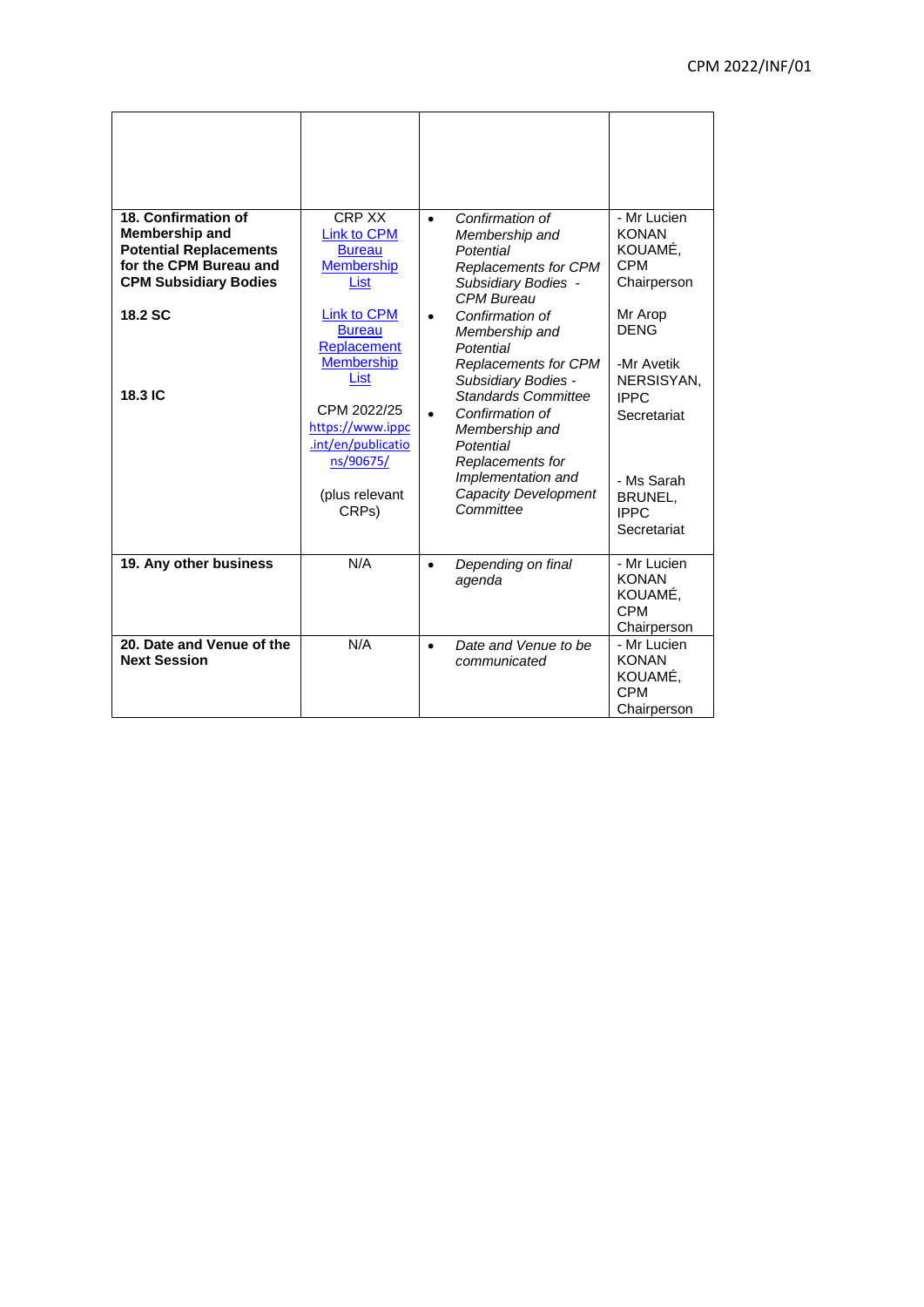| | | | |
|---|---|---|---|
| **18. Confirmation of Membership and Potential Replacements for the CPM Bureau and CPM Subsidiary Bodies**<br><br>**18.2 SC**<br><br>**18.3 IC** | CRP XX<br>[Link to CPM Bureau Membership List]<br><br>[Link to CPM Bureau Replacement Membership List]<br><br>CPM 2022/25<br>https://www.ippc.int/en/publications/90675/<br><br>(plus relevant CRPs) | • *Confirmation of Membership and Potential Replacements for CPM Subsidiary Bodies - CPM Bureau*<br>• *Confirmation of Membership and Potential Replacements for CPM Subsidiary Bodies - Standards Committee*<br>• *Confirmation of Membership and Potential Replacements for Implementation and Capacity Development Committee* | - Mr Lucien KONAN KOUAMÉ, CPM Chairperson<br><br>Mr Arop DENG<br><br>-Mr Avetik NERSISYAN, IPPC Secretariat<br><br>- Ms Sarah BRUNEL, IPPC Secretariat |
| **19. Any other business** | N/A | • *Depending on final agenda* | - Mr Lucien KONAN KOUAMÉ, CPM Chairperson |
| **20. Date and Venue of the Next Session** | N/A | • *Date and Venue to be communicated* | - Mr Lucien KONAN KOUAMÉ, CPM Chairperson |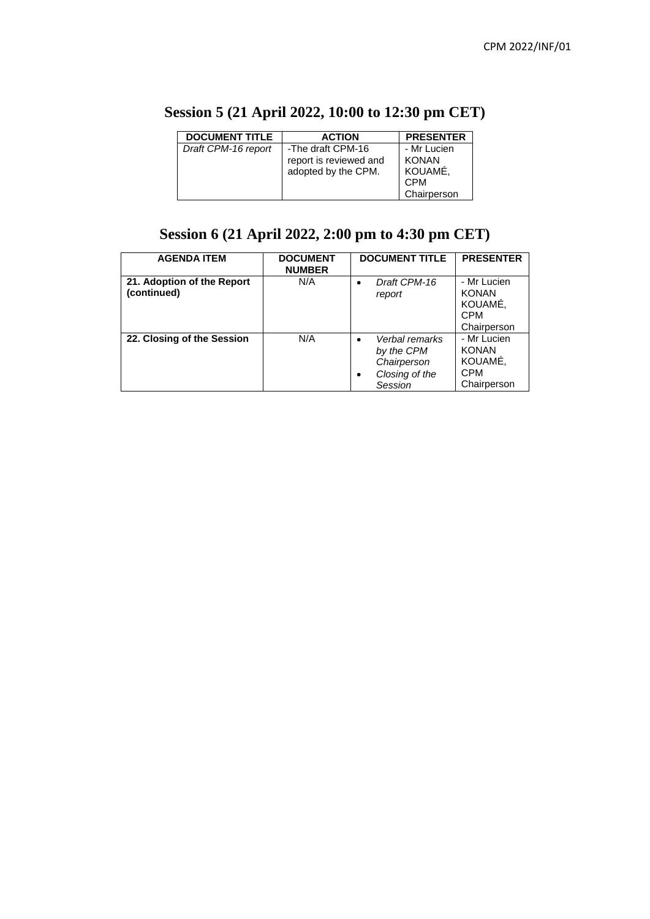## Session 5 (21 April 2022, 10:00 to 12:30 pm CET)

| DOCUMENT TITLE | ACTION | PRESENTER |
|---|---|---|
| *Draft CPM-16 report* | -The draft CPM-16 report is reviewed and adopted by the CPM. | - Mr Lucien KONAN KOUAMÉ, CPM Chairperson |

## Session 6 (21 April 2022, 2:00 pm to 4:30 pm CET)

| AGENDA ITEM | DOCUMENT NUMBER | DOCUMENT TITLE | PRESENTER |
|---|---|---|---|
| **21. Adoption of the Report (continued)** | N/A | • *Draft CPM-16 report* | - Mr Lucien KONAN KOUAMÉ, CPM Chairperson |
| **22. Closing of the Session** | N/A | • *Verbal remarks by the CPM Chairperson* <br> • *Closing of the Session* | - Mr Lucien KONAN KOUAMÉ, CPM Chairperson |